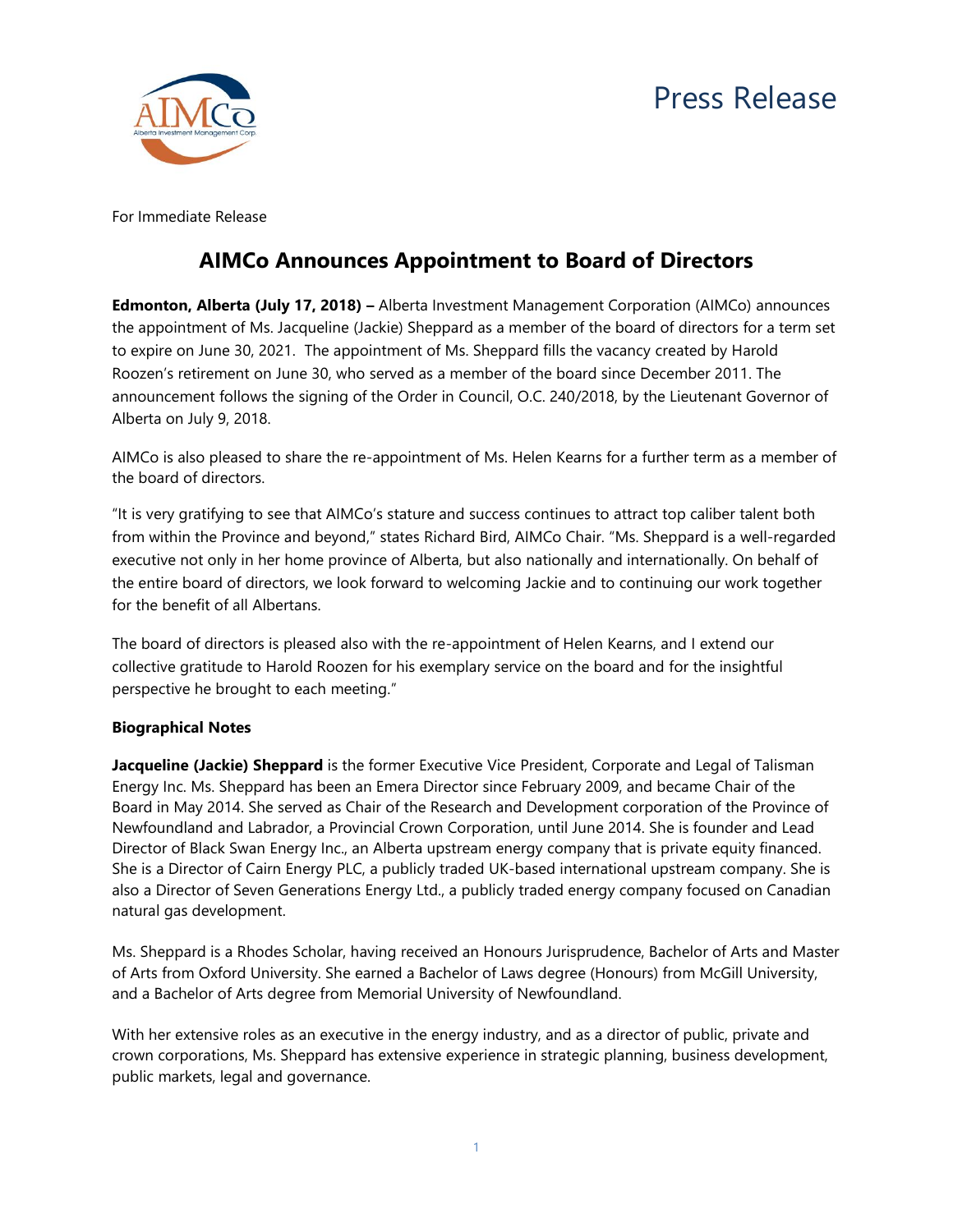# Press Release

For Immediate Release

## AIMCo Announces Appointment to Board of Directors

**Edmonton, Alberta (July 17, 2018) –** Alberta Investment Management Corporation (AIMCo) announces the appointment of Ms. Jacqueline (Jackie) Sheppard as a member of the board of directors for a term set to expire on June 30, 2021. The appointment of Ms. Sheppard fills the vacancy created by Harold Roozen's retirement on June 30, who served as a member of the board since December 2011. The announcement follows the signing of the Order in Council, O.C. 240/2018, by the Lieutenant Governor of Alberta on July 9, 2018.

AIMCo is also pleased to share the re-appointment of Ms. Helen Kearns for a further term as a member of the board of directors.

"It is very gratifying to see that AIMCo's stature and success continues to attract top caliber talent both from within the Province and beyond," states Richard Bird, AIMCo Chair. "Ms. Sheppard is a well-regarded executive not only in her home province of Alberta, but also nationally and internationally. On behalf of the entire board of directors, we look forward to welcoming Jackie and to continuing our work together for the benefit of all Albertans.

The board of directors is pleased also with the re-appointment of Helen Kearns, and I extend our collective gratitude to Harold Roozen for his exemplary service on the board and for the insightful perspective he brought to each meeting."

**Biographical Notes**

**Jacqueline (Jackie) Sheppard** is the former Executive Vice President, Corporate and Legal of Talisman Energy Inc. Ms. Sheppard has been an Emera Director since February 2009, and became Chair of the Board in May 2014. She served as Chair of the Research and Development corporation of the Province of Newfoundland and Labrador, a Provincial Crown Corporation, until June 2014. She is founder and Lead Director of Black Swan Energy Inc., an Alberta upstream energy company that is private equity financed. She is a Director of Cairn Energy PLC, a publicly traded UK-based international upstream company. She is also a Director of Seven Generations Energy Ltd., a publicly traded energy company focused on Canadian natural gas development.

Ms. Sheppard is a Rhodes Scholar, having received an Honours Jurisprudence, Bachelor of Arts and Master of Arts from Oxford University. She earned a Bachelor of Laws degree (Honours) from McGill University, and a Bachelor of Arts degree from Memorial University of Newfoundland.

With her extensive roles as an executive in the energy industry, and as a director of public, private and crown corporations, Ms. Sheppard has extensive experience in strategic planning, business development, public markets, legal and governance.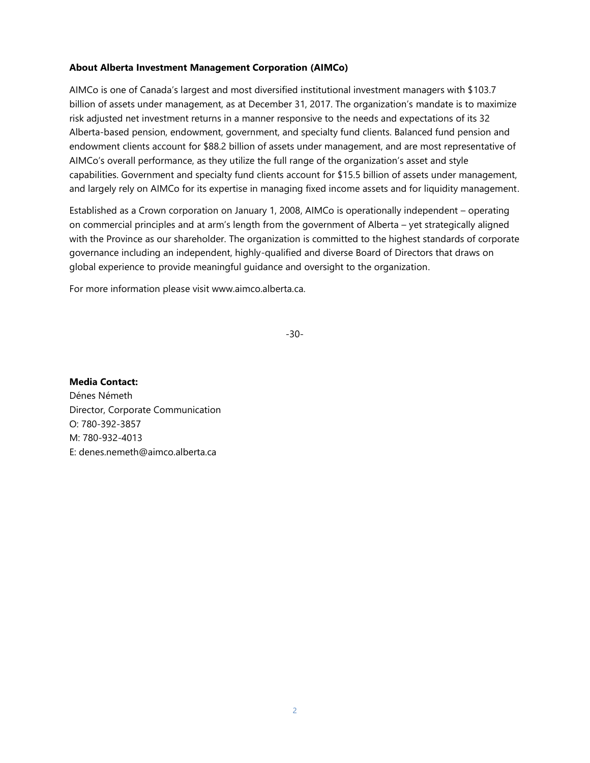**About Alberta Investment Management Corporation (AIMCo)**

AIMCo is one of Canada's largest and most diversified institutional investment managers with $103.7 billion of assets under management, as at December 31, 2017. The organization's mandate is to maximize risk adjusted net investment returns in a manner responsive to the needs and expectations of its 32 Alberta-based pension, endowment, government, and specialty fund clients. Balanced fund pension and endowment clients account for $88.2 billion of assets under management, and are most representative of AIMCo's overall performance, as they utilize the full range of the organization's asset and style capabilities. Government and specialty fund clients account for $15.5 billion of assets under management, and largely rely on AIMCo for its expertise in managing fixed income assets and for liquidity management.

Established as a Crown corporation on January 1, 2008, AIMCo is operationally independent – operating on commercial principles and at arm's length from the government of Alberta – yet strategically aligned with the Province as our shareholder. The organization is committed to the highest standards of corporate governance including an independent, highly-qualified and diverse Board of Directors that draws on global experience to provide meaningful guidance and oversight to the organization.

For more information please visit www.aimco.alberta.ca.

-30-

**Media Contact:**
Dénes Németh
Director, Corporate Communication
O: 780-392-3857
M: 780-932-4013
E: denes.nemeth@aimco.alberta.ca